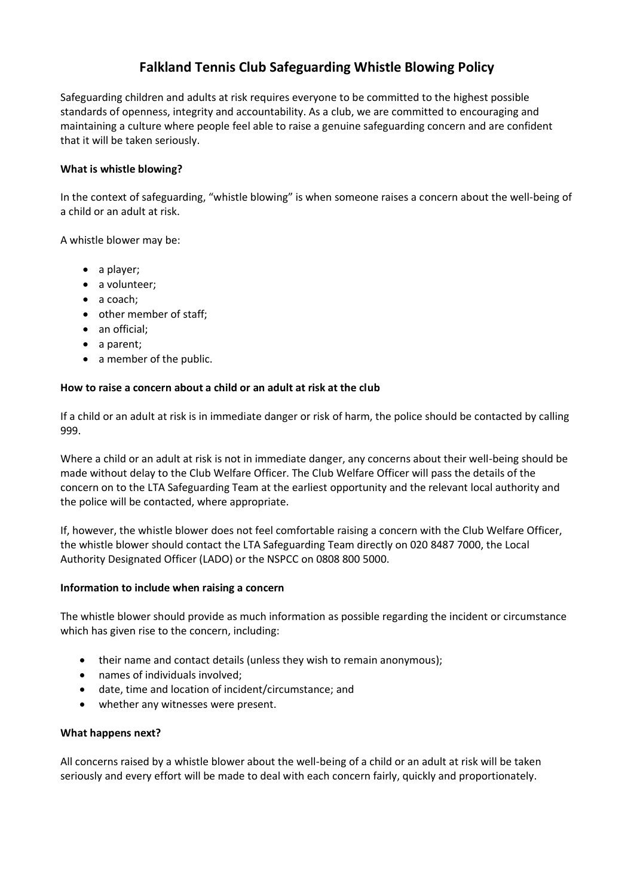# Falkland Tennis Club Safeguarding Whistle Blowing Policy

Safeguarding children and adults at risk requires everyone to be committed to the highest possible standards of openness, integrity and accountability. As a club, we are committed to encouraging and maintaining a culture where people feel able to raise a genuine safeguarding concern and are confident that it will be taken seriously.

**What is whistle blowing?**

In the context of safeguarding, "whistle blowing" is when someone raises a concern about the well-being of a child or an adult at risk.

A whistle blower may be:

- a player;
- a volunteer;
- a coach;
- other member of staff;
- an official;
- a parent;
- a member of the public.

**How to raise a concern about a child or an adult at risk at the club**

If a child or an adult at risk is in immediate danger or risk of harm, the police should be contacted by calling 999.

Where a child or an adult at risk is not in immediate danger, any concerns about their well-being should be made without delay to the Club Welfare Officer. The Club Welfare Officer will pass the details of the concern on to the LTA Safeguarding Team at the earliest opportunity and the relevant local authority and the police will be contacted, where appropriate.

If, however, the whistle blower does not feel comfortable raising a concern with the Club Welfare Officer, the whistle blower should contact the LTA Safeguarding Team directly on 020 8487 7000, the Local Authority Designated Officer (LADO) or the NSPCC on 0808 800 5000.

**Information to include when raising a concern**

The whistle blower should provide as much information as possible regarding the incident or circumstance which has given rise to the concern, including:

- their name and contact details (unless they wish to remain anonymous);
- names of individuals involved;
- date, time and location of incident/circumstance; and
- whether any witnesses were present.

**What happens next?**

All concerns raised by a whistle blower about the well-being of a child or an adult at risk will be taken seriously and every effort will be made to deal with each concern fairly, quickly and proportionately.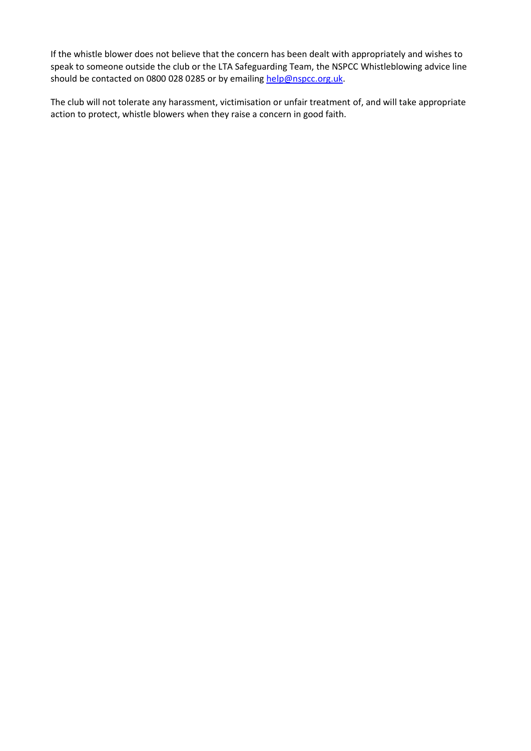If the whistle blower does not believe that the concern has been dealt with appropriately and wishes to speak to someone outside the club or the LTA Safeguarding Team, the NSPCC Whistleblowing advice line should be contacted on 0800 028 0285 or by emailing [help@nspcc.org.uk](mailto:help@nspcc.org.uk).

The club will not tolerate any harassment, victimisation or unfair treatment of, and will take appropriate action to protect, whistle blowers when they raise a concern in good faith.